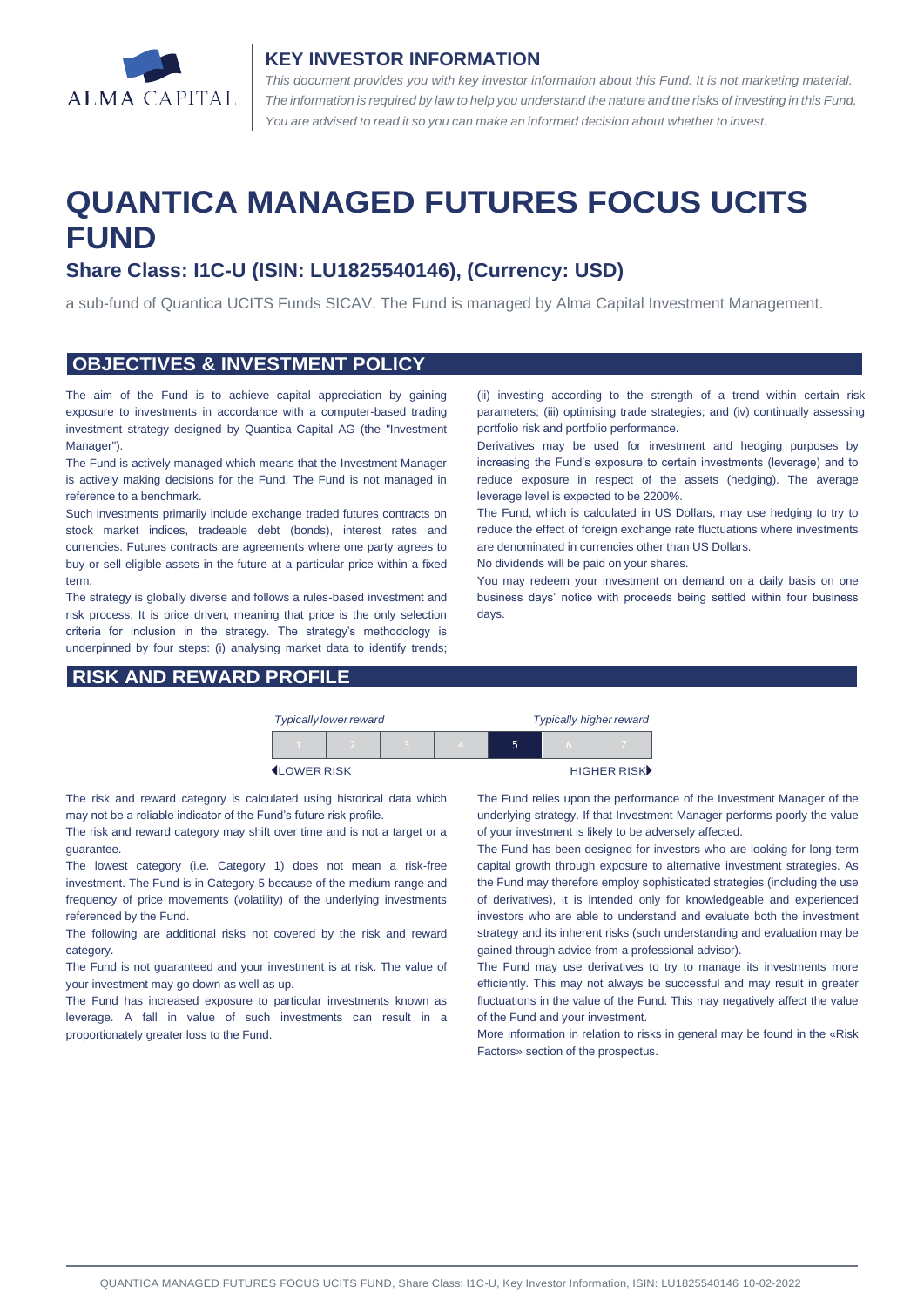ALMA CAPITAL

## KEY INVESTOR INFORMATION

*This document provides you with key investor information about this Fund. It is not marketing material. The information is required by law to help you understand the nature and the risks of investing in this Fund. You are advised to read it so you can make an informed decision about whether to invest.*

# QUANTICA MANAGED FUTURES FOCUS UCITS FUND

### Share Class: I1C-U (ISIN: LU1825540146), (Currency: USD)

a sub-fund of Quantica UCITS Funds SICAV. The Fund is managed by Alma Capital Investment Management.

## OBJECTIVES & INVESTMENT POLICY

The aim of the Fund is to achieve capital appreciation by gaining exposure to investments in accordance with a computer-based trading investment strategy designed by Quantica Capital AG (the "Investment Manager").

The Fund is actively managed which means that the Investment Manager is actively making decisions for the Fund. The Fund is not managed in reference to a benchmark.

Such investments primarily include exchange traded futures contracts on stock market indices, tradeable debt (bonds), interest rates and currencies. Futures contracts are agreements where one party agrees to buy or sell eligible assets in the future at a particular price within a fixed term.

The strategy is globally diverse and follows a rules-based investment and risk process. It is price driven, meaning that price is the only selection criteria for inclusion in the strategy. The strategy's methodology is underpinned by four steps: (i) analysing market data to identify trends; (ii) investing according to the strength of a trend within certain risk parameters; (iii) optimising trade strategies; and (iv) continually assessing portfolio risk and portfolio performance.

Derivatives may be used for investment and hedging purposes by increasing the Fund's exposure to certain investments (leverage) and to reduce exposure in respect of the assets (hedging). The average leverage level is expected to be 2200%.

The Fund, which is calculated in US Dollars, may use hedging to try to reduce the effect of foreign exchange rate fluctuations where investments are denominated in currencies other than US Dollars.

No dividends will be paid on your shares.

You may redeem your investment on demand on a daily basis on one business days' notice with proceeds being settled within four business days.

## RISK AND REWARD PROFILE

| *Typically lower reward* | | | | | | *Typically higher reward* |
|---|---|---|---|---|---|---|
| 1 | 2 | 3 | 4 | **5** | 6 | 7 |
| LOWER RISK | | | | | | HIGHER RISK |

The risk and reward category is calculated using historical data which may not be a reliable indicator of the Fund's future risk profile.

The risk and reward category may shift over time and is not a target or a guarantee.

The lowest category (i.e. Category 1) does not mean a risk-free investment. The Fund is in Category 5 because of the medium range and frequency of price movements (volatility) of the underlying investments referenced by the Fund.

The following are additional risks not covered by the risk and reward category.

The Fund is not guaranteed and your investment is at risk. The value of your investment may go down as well as up.

The Fund has increased exposure to particular investments known as leverage. A fall in value of such investments can result in a proportionately greater loss to the Fund.

The Fund relies upon the performance of the Investment Manager of the underlying strategy. If that Investment Manager performs poorly the value of your investment is likely to be adversely affected.

The Fund has been designed for investors who are looking for long term capital growth through exposure to alternative investment strategies. As the Fund may therefore employ sophisticated strategies (including the use of derivatives), it is intended only for knowledgeable and experienced investors who are able to understand and evaluate both the investment strategy and its inherent risks (such understanding and evaluation may be gained through advice from a professional advisor).

The Fund may use derivatives to try to manage its investments more efficiently. This may not always be successful and may result in greater fluctuations in the value of the Fund. This may negatively affect the value of the Fund and your investment.

More information in relation to risks in general may be found in the «Risk Factors» section of the prospectus.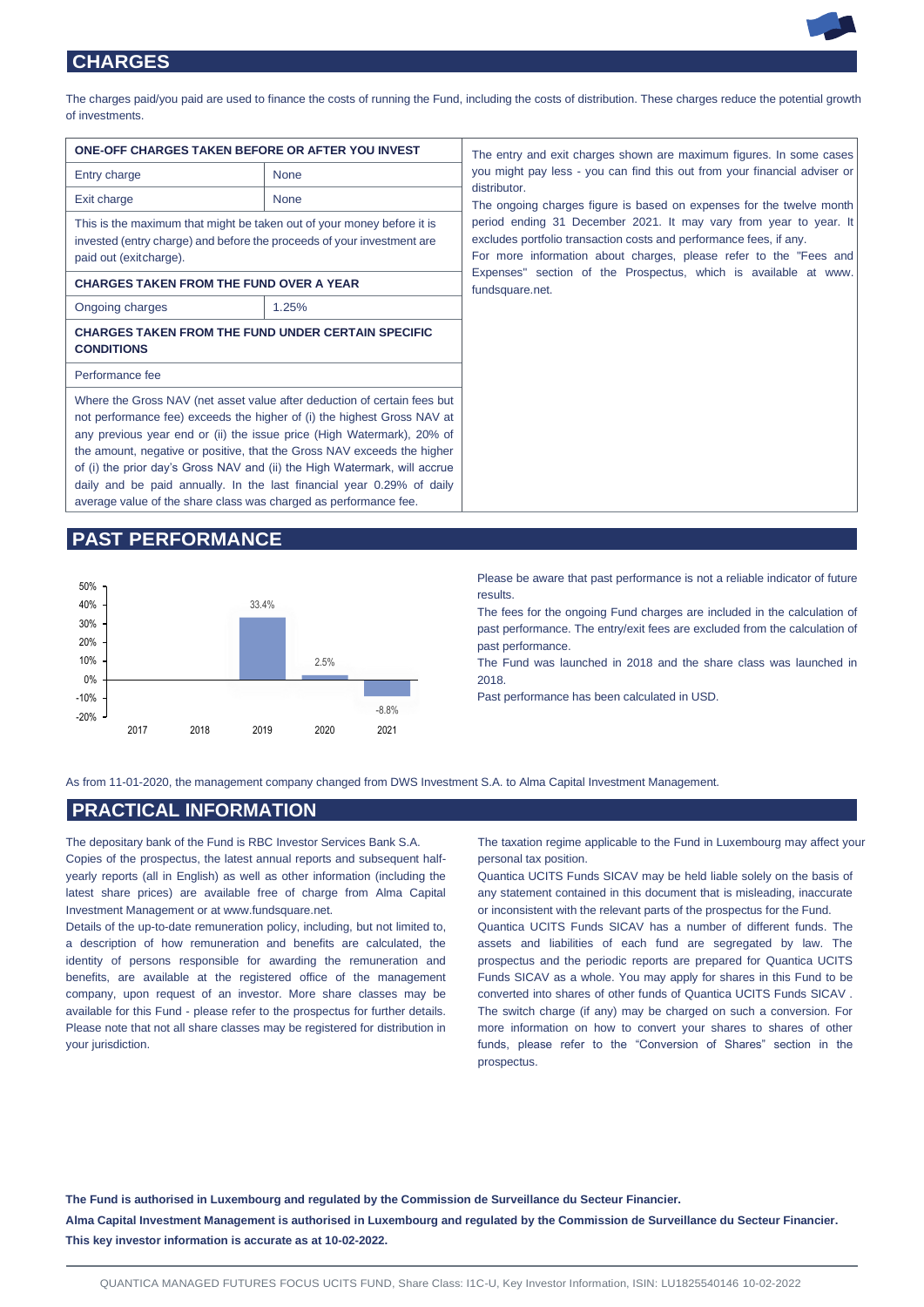## CHARGES

The charges paid/you paid are used to finance the costs of running the Fund, including the costs of distribution. These charges reduce the potential growth of investments.

| ONE-OFF CHARGES TAKEN BEFORE OR AFTER YOU INVEST | |
|---|---|
| Entry charge | None |
| Exit charge | None |
| This is the maximum that might be taken out of your money before it is invested (entry charge) and before the proceeds of your investment are paid out (exitcharge). | |
| **CHARGES TAKEN FROM THE FUND OVER A YEAR** | |
| Ongoing charges | 1.25% |
| **CHARGES TAKEN FROM THE FUND UNDER CERTAIN SPECIFIC CONDITIONS** | |
| Performance fee | |
| Where the Gross NAV (net asset value after deduction of certain fees but not performance fee) exceeds the higher of (i) the highest Gross NAV at any previous year end or (ii) the issue price (High Watermark), 20% of the amount, negative or positive, that the Gross NAV exceeds the higher of (i) the prior day's Gross NAV and (ii) the High Watermark, will accrue daily and be paid annually. In the last financial year 0.29% of daily average value of the share class was charged as performance fee. | |

The entry and exit charges shown are maximum figures. In some cases you might pay less - you can find this out from your financial adviser or distributor.

The ongoing charges figure is based on expenses for the twelve month period ending 31 December 2021. It may vary from year to year. It excludes portfolio transaction costs and performance fees, if any.

For more information about charges, please refer to the "Fees and Expenses" section of the Prospectus, which is available at www. fundsquare.net.

## PAST PERFORMANCE

50%
40%
30%
20%
10%
0%
-10%
-20%

33.4%
2.5%
-8.8%

2017 2018 2019 2020 2021

Please be aware that past performance is not a reliable indicator of future results.

The fees for the ongoing Fund charges are included in the calculation of past performance. The entry/exit fees are excluded from the calculation of past performance.

The Fund was launched in 2018 and the share class was launched in 2018.

Past performance has been calculated in USD.

As from 11-01-2020, the management company changed from DWS Investment S.A. to Alma Capital Investment Management.

## PRACTICAL INFORMATION

The depositary bank of the Fund is RBC Investor Services Bank S.A.

Copies of the prospectus, the latest annual reports and subsequent half-yearly reports (all in English) as well as other information (including the latest share prices) are available free of charge from Alma Capital Investment Management or at www.fundsquare.net.

Details of the up-to-date remuneration policy, including, but not limited to, a description of how remuneration and benefits are calculated, the identity of persons responsible for awarding the remuneration and benefits, are available at the registered office of the management company, upon request of an investor. More share classes may be available for this Fund - please refer to the prospectus for further details. Please note that not all share classes may be registered for distribution in your jurisdiction.

The taxation regime applicable to the Fund in Luxembourg may affect your personal tax position.

Quantica UCITS Funds SICAV may be held liable solely on the basis of any statement contained in this document that is misleading, inaccurate or inconsistent with the relevant parts of the prospectus for the Fund.

Quantica UCITS Funds SICAV has a number of different funds. The assets and liabilities of each fund are segregated by law. The prospectus and the periodic reports are prepared for Quantica UCITS Funds SICAV as a whole. You may apply for shares in this Fund to be converted into shares of other funds of Quantica UCITS Funds SICAV . The switch charge (if any) may be charged on such a conversion. For more information on how to convert your shares to shares of other funds, please refer to the "Conversion of Shares" section in the prospectus.

**The Fund is authorised in Luxembourg and regulated by the Commission de Surveillance du Secteur Financier.**

**Alma Capital Investment Management is authorised in Luxembourg and regulated by the Commission de Surveillance du Secteur Financier.**

**This key investor information is accurate as at 10-02-2022.**